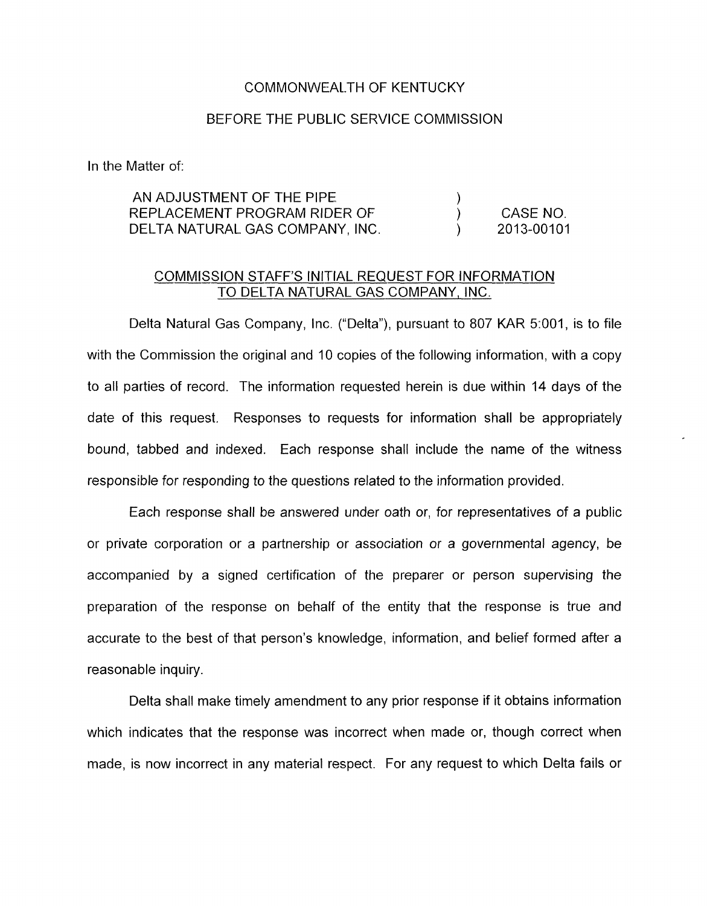COMMONWEALTH OF KENTUCKY

BEFORE THE PUBLIC SERVICE COMMISSION

In the Matter of:

| | | |
|---|---|---|
| AN ADJUSTMENT OF THE PIPE REPLACEMENT PROGRAM RIDER OF DELTA NATURAL GAS COMPANY, INC. | ) ) ) | CASE NO. 2013-00101 |

COMMISSION STAFF'S INITIAL REQUEST FOR INFORMATION TO DELTA NATURAL GAS COMPANY, INC.

Delta Natural Gas Company, Inc. ("Delta"), pursuant to 807 KAR 5:001, is to file with the Commission the original and 10 copies of the following information, with a copy to all parties of record. The information requested herein is due within 14 days of the date of this request. Responses to requests for information shall be appropriately bound, tabbed and indexed. Each response shall include the name of the witness responsible for responding to the questions related to the information provided.

Each response shall be answered under oath or, for representatives of a public or private corporation or a partnership or association or a governmental agency, be accompanied by a signed certification of the preparer or person supervising the preparation of the response on behalf of the entity that the response is true and accurate to the best of that person's knowledge, information, and belief formed after a reasonable inquiry.

Delta shall make timely amendment to any prior response if it obtains information which indicates that the response was incorrect when made or, though correct when made, is now incorrect in any material respect. For any request to which Delta fails or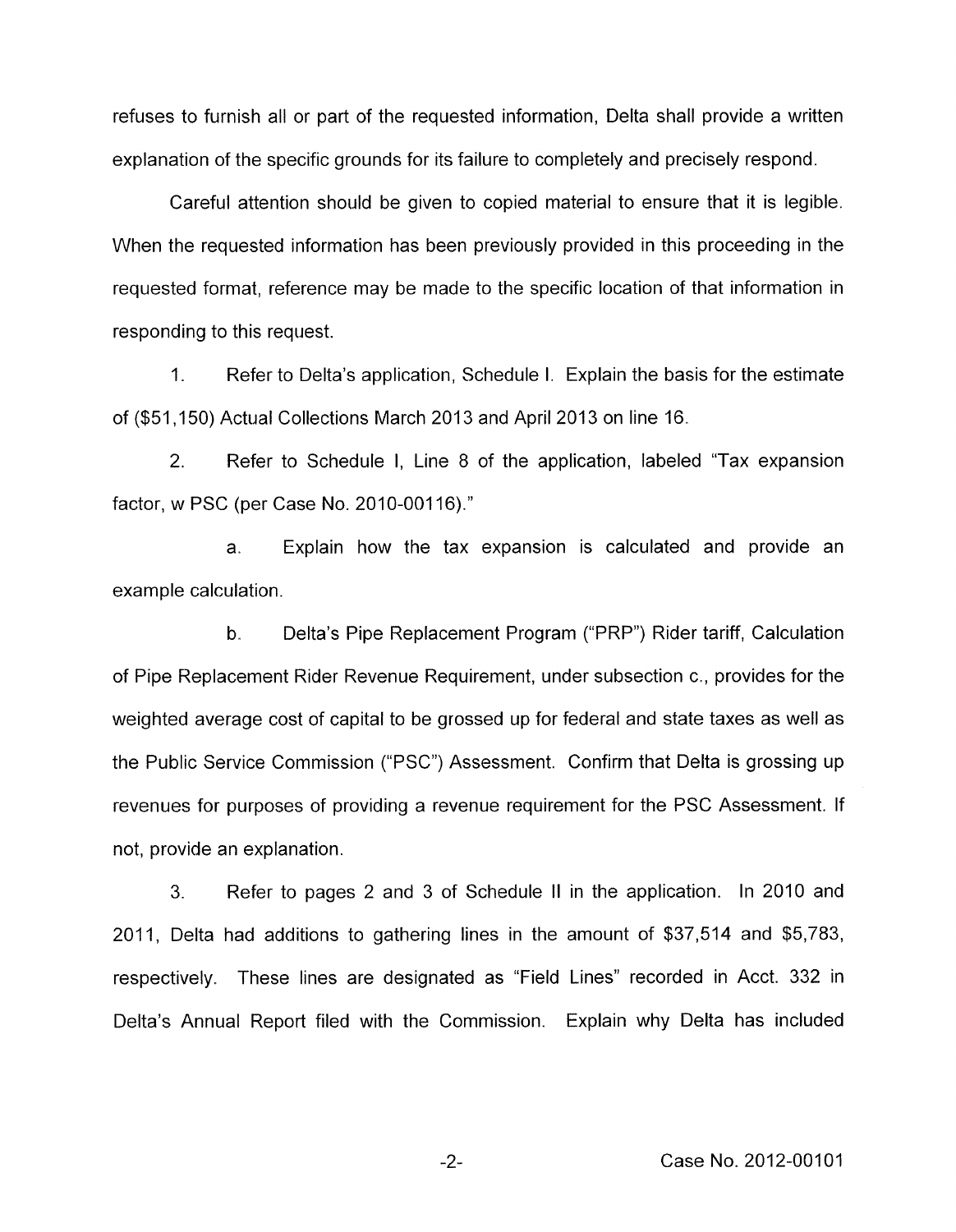refuses to furnish all or part of the requested information, Delta shall provide a written explanation of the specific grounds for its failure to completely and precisely respond.

Careful attention should be given to copied material to ensure that it is legible. When the requested information has been previously provided in this proceeding in the requested format, reference may be made to the specific location of that information in responding to this request.

1. Refer to Delta's application, Schedule I. Explain the basis for the estimate of ($51,150) Actual Collections March 2013 and April 2013 on line 16.

2. Refer to Schedule I, Line 8 of the application, labeled "Tax expansion factor, w PSC (per Case No. 2010-00116)."

   a. Explain how the tax expansion is calculated and provide an example calculation.

   b. Delta's Pipe Replacement Program ("PRP") Rider tariff, Calculation of Pipe Replacement Rider Revenue Requirement, under subsection c., provides for the weighted average cost of capital to be grossed up for federal and state taxes as well as the Public Service Commission ("PSC") Assessment. Confirm that Delta is grossing up revenues for purposes of providing a revenue requirement for the PSC Assessment. If not, provide an explanation.

3. Refer to pages 2 and 3 of Schedule II in the application. In 2010 and 2011, Delta had additions to gathering lines in the amount of $37,514 and $5,783, respectively. These lines are designated as "Field Lines" recorded in Acct. 332 in Delta's Annual Report filed with the Commission. Explain why Delta has included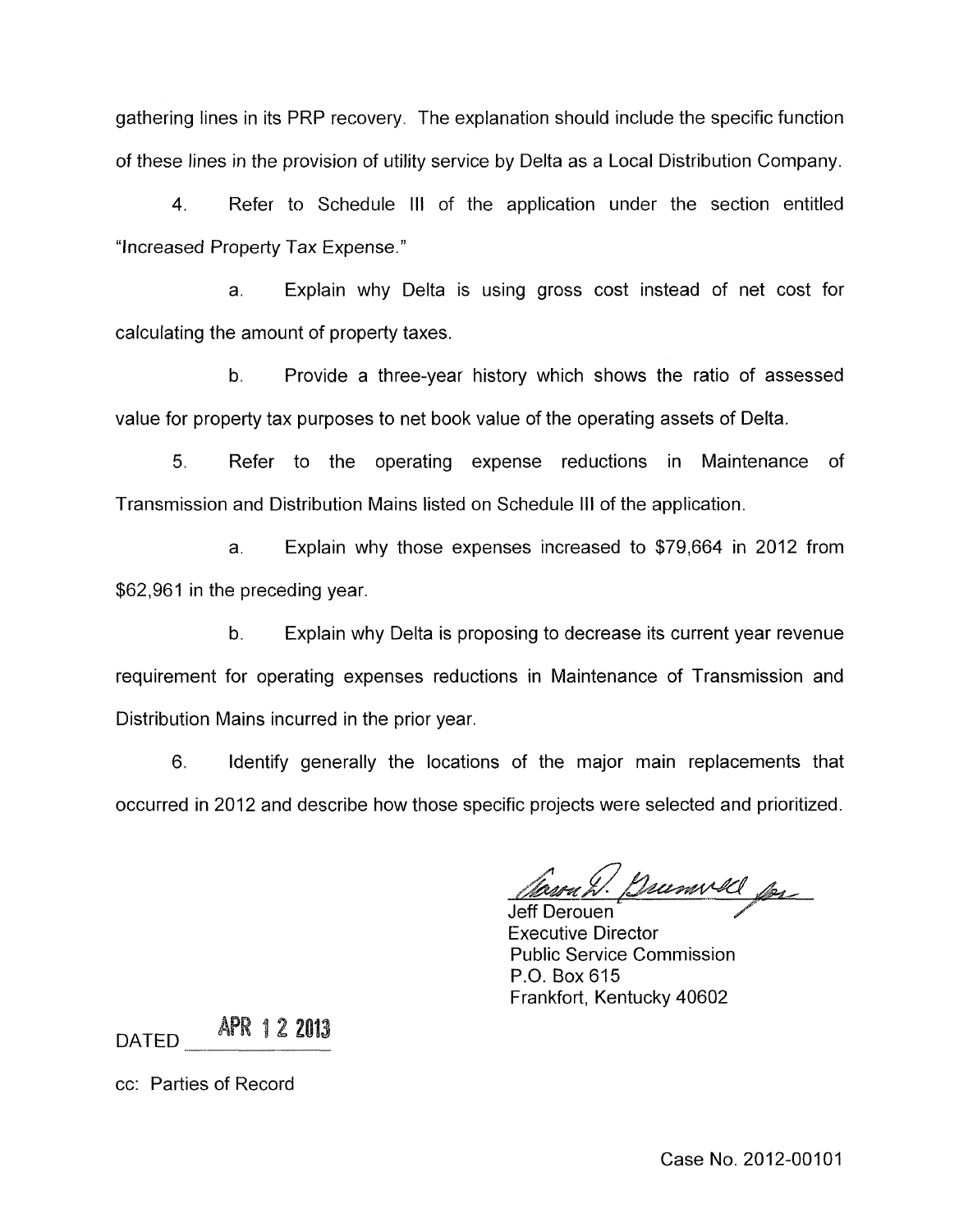gathering lines in its PRP recovery. The explanation should include the specific function of these lines in the provision of utility service by Delta as a Local Distribution Company.

4. Refer to Schedule III of the application under the section entitled "Increased Property Tax Expense."

   a. Explain why Delta is using gross cost instead of net cost for calculating the amount of property taxes.

   b. Provide a three-year history which shows the ratio of assessed value for property tax purposes to net book value of the operating assets of Delta.

5. Refer to the operating expense reductions in Maintenance of Transmission and Distribution Mains listed on Schedule III of the application.

   a. Explain why those expenses increased to $79,664 in 2012 from $62,961 in the preceding year.

   b. Explain why Delta is proposing to decrease its current year revenue requirement for operating expenses reductions in Maintenance of Transmission and Distribution Mains incurred in the prior year.

6. Identify generally the locations of the major main replacements that occurred in 2012 and describe how those specific projects were selected and prioritized.

Jeff Derouen
Executive Director
Public Service Commission
P.O. Box 615
Frankfort, Kentucky 40602

DATED APR 12 2013

cc: Parties of Record

Case No. 2012-00101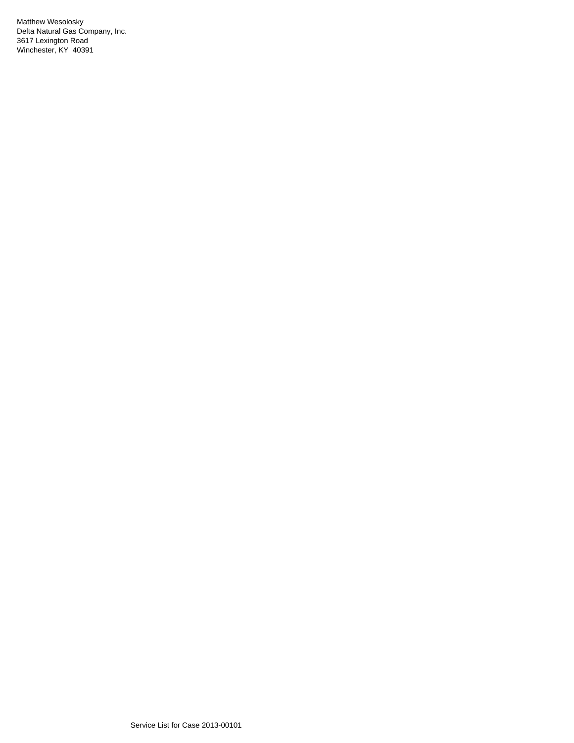Matthew Wesolosky
Delta Natural Gas Company, Inc.
3617 Lexington Road
Winchester, KY  40391